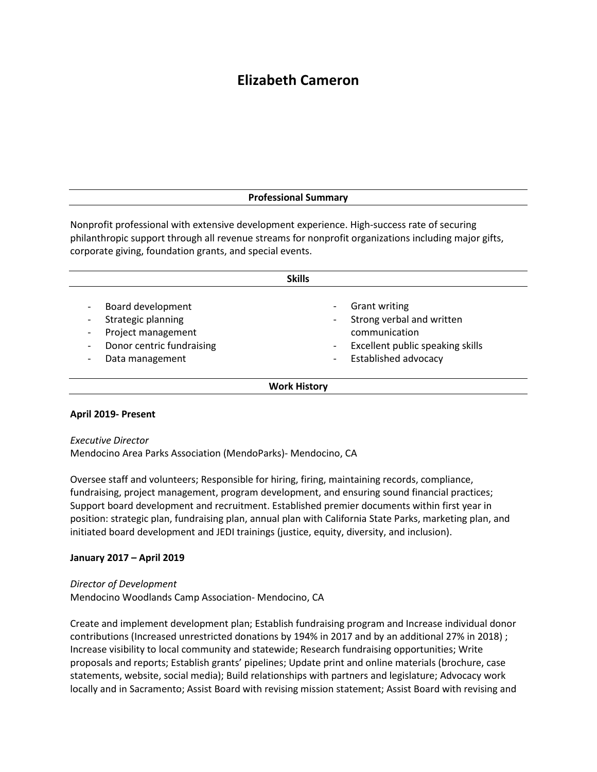# Elizabeth Cameron

## Professional Summary

Nonprofit professional with extensive development experience. High-success rate of securing philanthropic support through all revenue streams for nonprofit organizations including major gifts, corporate giving, foundation grants, and special events.

## Skills

- Board development
- Strategic planning
- Project management
- Donor centric fundraising
- Data management
- Grant writing
- Strong verbal and written communication
- Excellent public speaking skills
- Established advocacy

## Work History

**April 2019- Present**

*Executive Director*
Mendocino Area Parks Association (MendoParks)- Mendocino, CA

Oversee staff and volunteers; Responsible for hiring, firing, maintaining records, compliance, fundraising, project management, program development, and ensuring sound financial practices; Support board development and recruitment. Established premier documents within first year in position: strategic plan, fundraising plan, annual plan with California State Parks, marketing plan, and initiated board development and JEDI trainings (justice, equity, diversity, and inclusion).

**January 2017 – April 2019**

*Director of Development*
Mendocino Woodlands Camp Association- Mendocino, CA

Create and implement development plan; Establish fundraising program and Increase individual donor contributions (Increased unrestricted donations by 194% in 2017 and by an additional 27% in 2018) ; Increase visibility to local community and statewide; Research fundraising opportunities; Write proposals and reports; Establish grants' pipelines; Update print and online materials (brochure, case statements, website, social media); Build relationships with partners and legislature; Advocacy work locally and in Sacramento; Assist Board with revising mission statement; Assist Board with revising and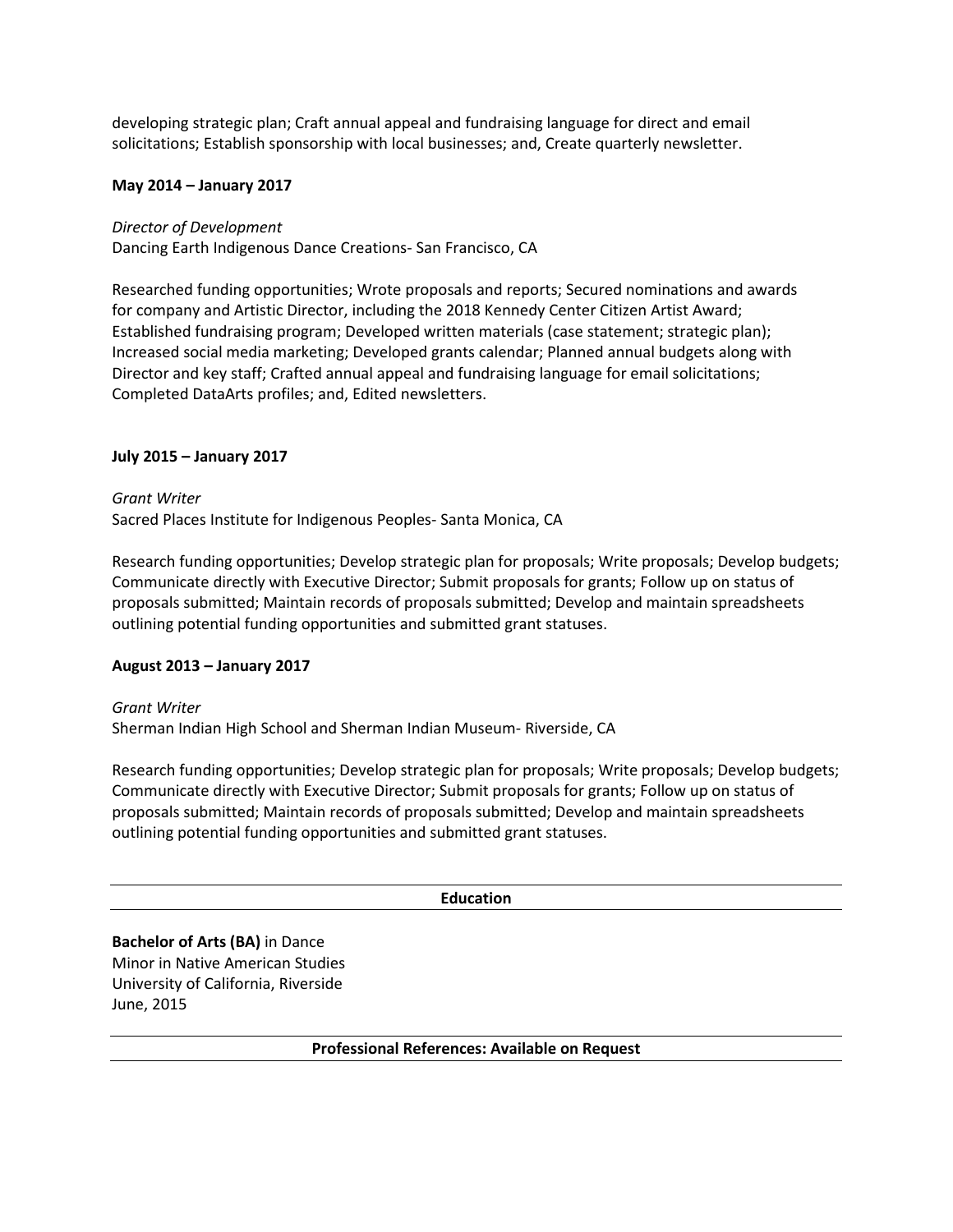developing strategic plan; Craft annual appeal and fundraising language for direct and email solicitations; Establish sponsorship with local businesses; and, Create quarterly newsletter.

**May 2014 – January 2017**

*Director of Development*
Dancing Earth Indigenous Dance Creations- San Francisco, CA

Researched funding opportunities; Wrote proposals and reports; Secured nominations and awards for company and Artistic Director, including the 2018 Kennedy Center Citizen Artist Award; Established fundraising program; Developed written materials (case statement; strategic plan); Increased social media marketing; Developed grants calendar; Planned annual budgets along with Director and key staff; Crafted annual appeal and fundraising language for email solicitations; Completed DataArts profiles; and, Edited newsletters.

**July 2015 – January 2017**

*Grant Writer*
Sacred Places Institute for Indigenous Peoples- Santa Monica, CA

Research funding opportunities; Develop strategic plan for proposals; Write proposals; Develop budgets; Communicate directly with Executive Director; Submit proposals for grants; Follow up on status of proposals submitted; Maintain records of proposals submitted; Develop and maintain spreadsheets outlining potential funding opportunities and submitted grant statuses.

**August 2013 – January 2017**

*Grant Writer*
Sherman Indian High School and Sherman Indian Museum- Riverside, CA

Research funding opportunities; Develop strategic plan for proposals; Write proposals; Develop budgets; Communicate directly with Executive Director; Submit proposals for grants; Follow up on status of proposals submitted; Maintain records of proposals submitted; Develop and maintain spreadsheets outlining potential funding opportunities and submitted grant statuses.

## Education

**Bachelor of Arts (BA)** in Dance
Minor in Native American Studies
University of California, Riverside
June, 2015

## Professional References: Available on Request